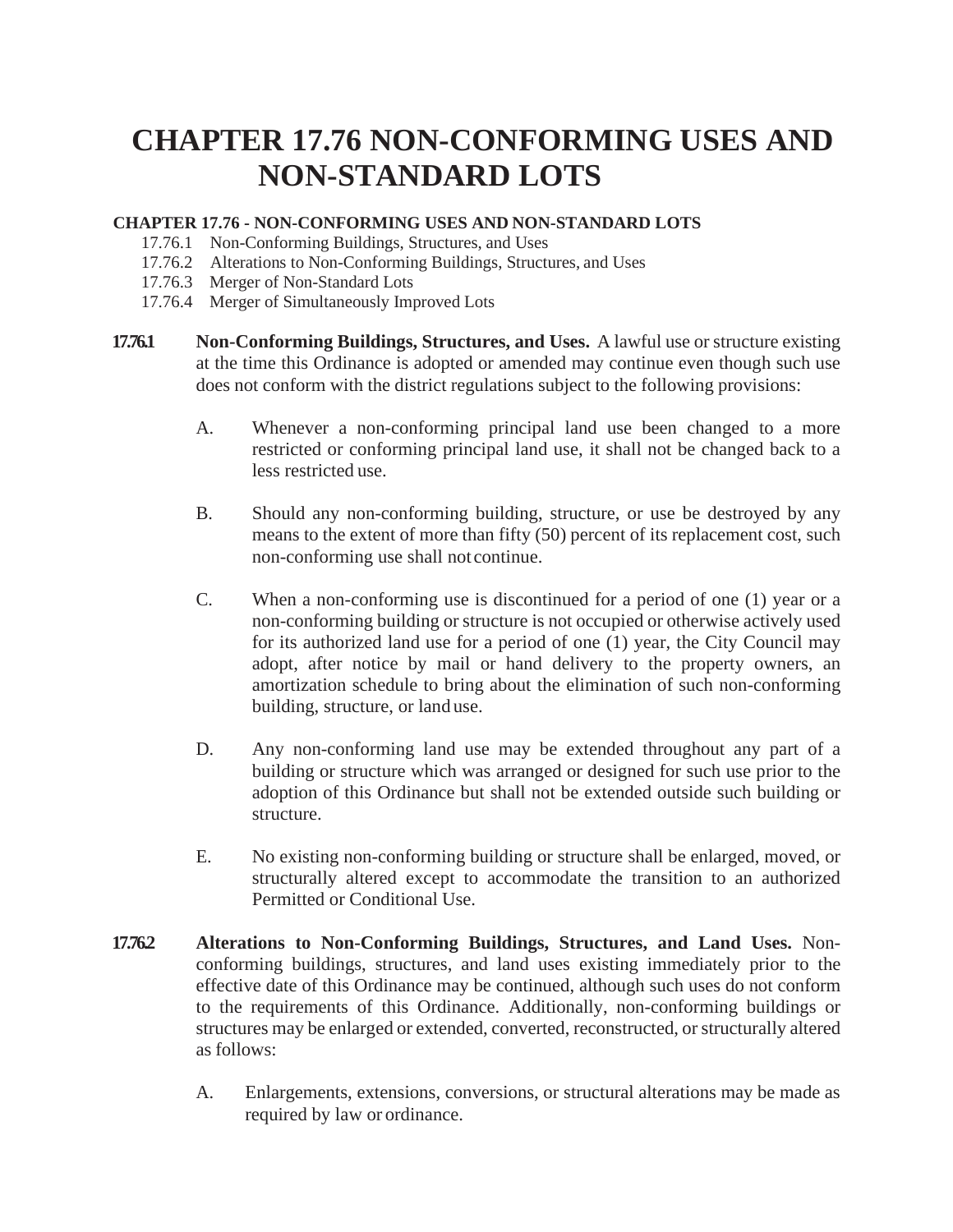# CHAPTER 17.76 NON-CONFORMING USES AND NON-STANDARD LOTS

**CHAPTER 17.76 - NON-CONFORMING USES AND NON-STANDARD LOTS**

- 17.76.1 Non-Conforming Buildings, Structures, and Uses
- 17.76.2 Alterations to Non-Conforming Buildings, Structures, and Uses
- 17.76.3 Merger of Non-Standard Lots
- 17.76.4 Merger of Simultaneously Improved Lots

**17.76.1** **Non-Conforming Buildings, Structures, and Uses.** A lawful use or structure existing at the time this Ordinance is adopted or amended may continue even though such use does not conform with the district regulations subject to the following provisions:

A. Whenever a non-conforming principal land use been changed to a more restricted or conforming principal land use, it shall not be changed back to a less restricted use.

B. Should any non-conforming building, structure, or use be destroyed by any means to the extent of more than fifty (50) percent of its replacement cost, such non-conforming use shall not continue.

C. When a non-conforming use is discontinued for a period of one (1) year or a non-conforming building or structure is not occupied or otherwise actively used for its authorized land use for a period of one (1) year, the City Council may adopt, after notice by mail or hand delivery to the property owners, an amortization schedule to bring about the elimination of such non-conforming building, structure, or land use.

D. Any non-conforming land use may be extended throughout any part of a building or structure which was arranged or designed for such use prior to the adoption of this Ordinance but shall not be extended outside such building or structure.

E. No existing non-conforming building or structure shall be enlarged, moved, or structurally altered except to accommodate the transition to an authorized Permitted or Conditional Use.

**17.76.2** **Alterations to Non-Conforming Buildings, Structures, and Land Uses.** Non-conforming buildings, structures, and land uses existing immediately prior to the effective date of this Ordinance may be continued, although such uses do not conform to the requirements of this Ordinance. Additionally, non-conforming buildings or structures may be enlarged or extended, converted, reconstructed, or structurally altered as follows:

A. Enlargements, extensions, conversions, or structural alterations may be made as required by law or ordinance.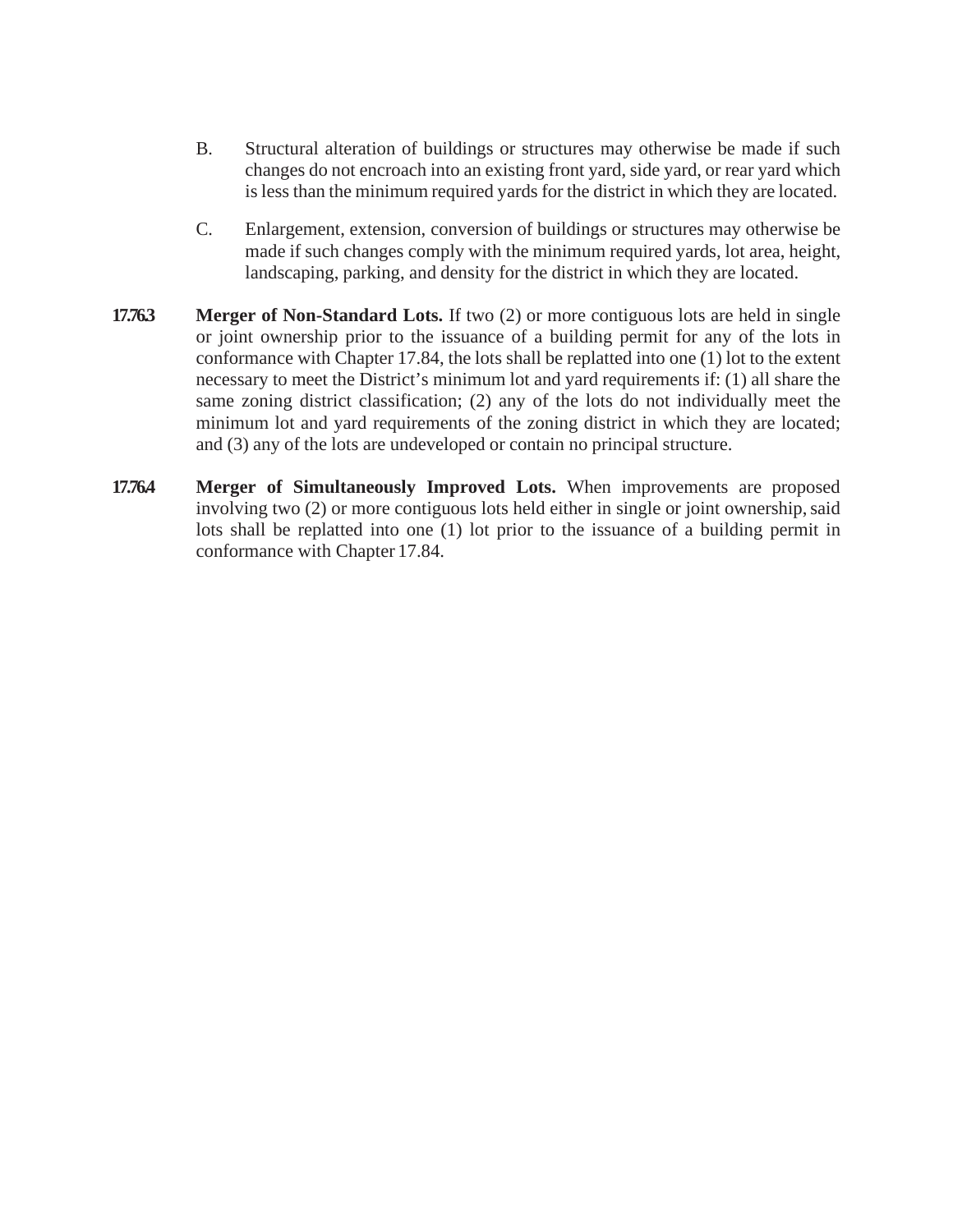B. Structural alteration of buildings or structures may otherwise be made if such changes do not encroach into an existing front yard, side yard, or rear yard which is less than the minimum required yards for the district in which they are located.

C. Enlargement, extension, conversion of buildings or structures may otherwise be made if such changes comply with the minimum required yards, lot area, height, landscaping, parking, and density for the district in which they are located.

**17.76.3** **Merger of Non-Standard Lots.** If two (2) or more contiguous lots are held in single or joint ownership prior to the issuance of a building permit for any of the lots in conformance with Chapter 17.84, the lots shall be replatted into one (1) lot to the extent necessary to meet the District's minimum lot and yard requirements if: (1) all share the same zoning district classification; (2) any of the lots do not individually meet the minimum lot and yard requirements of the zoning district in which they are located; and (3) any of the lots are undeveloped or contain no principal structure.

**17.76.4** **Merger of Simultaneously Improved Lots.** When improvements are proposed involving two (2) or more contiguous lots held either in single or joint ownership, said lots shall be replatted into one (1) lot prior to the issuance of a building permit in conformance with Chapter 17.84.